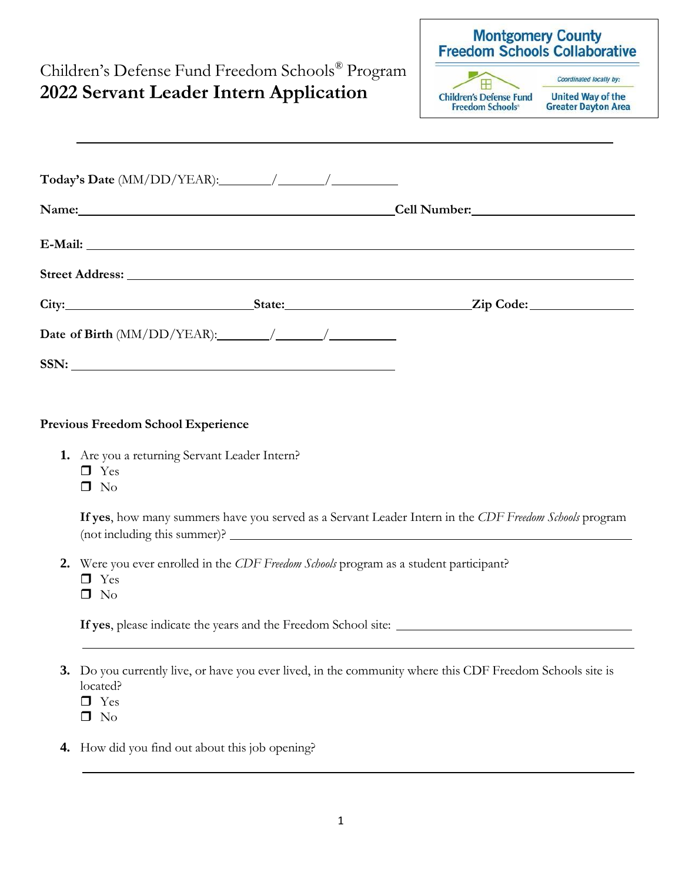Children's Defense Fund Freedom Schools® Program

# 2022 Servant Leader Intern Application

Montgomery County Freedom Schools Collaborative

Children's Defense Fund Freedom Schools®

Coordinated locally by: United Way of the Greater Dayton Area

---

**Today's Date** (MM/DD/YEAR):\_\_\_\_\_\_\_\_/\_\_\_\_\_\_\_/\_\_\_\_\_\_\_\_\_\_

**Name:**\_\_\_\_\_\_\_\_\_\_\_\_\_\_\_\_\_\_\_\_\_\_\_\_\_\_\_\_\_\_\_\_\_\_\_\_\_\_\_\_\_\_\_\_\_\_\_\_\_\_\_\_\_\_ **Cell Number:**\_\_\_\_\_\_\_\_\_\_\_\_\_\_\_\_\_\_\_\_\_\_\_\_\_\_

**E-Mail:** \_\_\_\_\_\_\_\_\_\_\_\_\_\_\_\_\_\_\_\_\_\_\_\_\_\_\_\_\_\_\_\_\_\_\_\_\_\_\_\_\_\_\_\_\_\_\_\_\_\_\_\_\_\_\_\_\_\_\_\_\_\_\_\_\_\_\_\_\_\_\_\_\_\_\_\_\_\_\_\_\_\_\_\_\_\_\_\_

**Street Address:** \_\_\_\_\_\_\_\_\_\_\_\_\_\_\_\_\_\_\_\_\_\_\_\_\_\_\_\_\_\_\_\_\_\_\_\_\_\_\_\_\_\_\_\_\_\_\_\_\_\_\_\_\_\_\_\_\_\_\_\_\_\_\_\_\_\_\_\_\_\_\_\_\_\_\_\_\_\_\_\_\_\_

**City:**\_\_\_\_\_\_\_\_\_\_\_\_\_\_\_\_\_\_\_\_\_\_\_\_\_\_\_\_\_\_\_\_ **State:**\_\_\_\_\_\_\_\_\_\_\_\_\_\_\_\_\_\_\_\_\_\_\_\_\_\_\_\_\_\_\_\_ **Zip Code:**\_\_\_\_\_\_\_\_\_\_\_\_\_\_\_\_\_

**Date of Birth** (MM/DD/YEAR):\_\_\_\_\_\_\_\_/\_\_\_\_\_\_\_/\_\_\_\_\_\_\_\_\_\_

**SSN:** \_\_\_\_\_\_\_\_\_\_\_\_\_\_\_\_\_\_\_\_\_\_\_\_\_\_\_\_\_\_\_\_\_\_\_\_\_\_\_\_\_\_\_\_\_\_\_\_\_\_\_\_\_\_\_\_\_

**Previous Freedom School Experience**

1. Are you a returning Servant Leader Intern?
   - ❒ Yes
   - ❒ No

   **If yes**, how many summers have you served as a Servant Leader Intern in the *CDF Freedom Schools* program (not including this summer)? \_\_\_\_\_\_\_\_\_\_\_\_\_\_\_\_\_\_\_\_\_\_\_\_\_\_\_\_\_\_\_\_\_\_\_\_\_\_\_\_\_\_\_\_\_\_\_\_\_\_\_\_\_\_\_\_\_\_\_\_\_\_\_\_\_\_\_\_\_\_

2. Were you ever enrolled in the *CDF Freedom Schools* program as a student participant?
   - ❒ Yes
   - ❒ No

   **If yes**, please indicate the years and the Freedom School site: \_\_\_\_\_\_\_\_\_\_\_\_\_\_\_\_\_\_\_\_\_\_\_\_\_\_\_\_\_\_\_\_\_\_\_\_\_\_\_\_\_\_\_\_

   \_\_\_\_\_\_\_\_\_\_\_\_\_\_\_\_\_\_\_\_\_\_\_\_\_\_\_\_\_\_\_\_\_\_\_\_\_\_\_\_\_\_\_\_\_\_\_\_\_\_\_\_\_\_\_\_\_\_\_\_\_\_\_\_\_\_\_\_\_\_\_\_\_\_\_\_\_\_\_\_\_\_\_\_\_\_\_\_\_\_\_\_\_\_\_\_\_\_

3. Do you currently live, or have you ever lived, in the community where this CDF Freedom Schools site is located?
   - ❒ Yes
   - ❒ No

4. How did you find out about this job opening?

   \_\_\_\_\_\_\_\_\_\_\_\_\_\_\_\_\_\_\_\_\_\_\_\_\_\_\_\_\_\_\_\_\_\_\_\_\_\_\_\_\_\_\_\_\_\_\_\_\_\_\_\_\_\_\_\_\_\_\_\_\_\_\_\_\_\_\_\_\_\_\_\_\_\_\_\_\_\_\_\_\_\_\_\_\_\_\_\_\_\_\_\_\_\_\_\_\_\_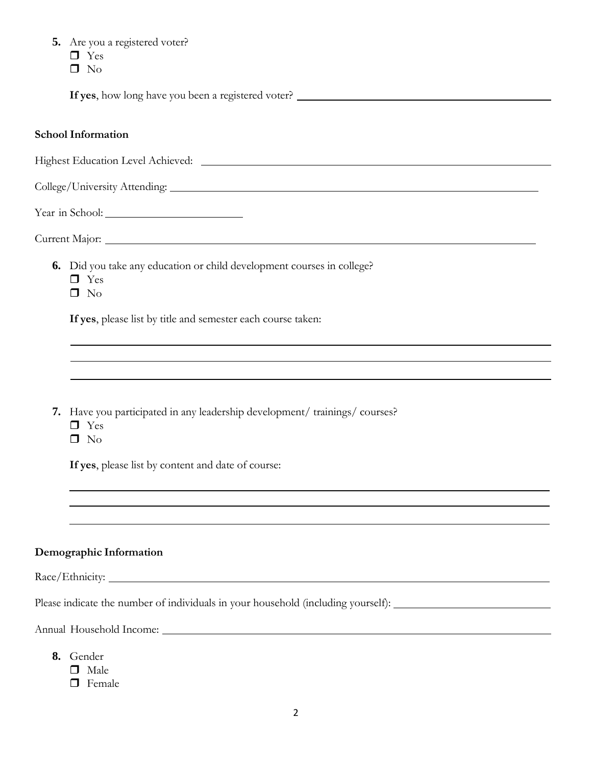5. Are you a registered voter?
   - ☐ Yes
   - ☐ No

   **If yes**, how long have you been a registered voter? \_\_\_\_\_\_\_\_\_\_\_\_\_\_\_\_\_\_\_\_\_\_\_\_\_\_\_\_\_\_

**School Information**

Highest Education Level Achieved: \_\_\_\_\_\_\_\_\_\_\_\_\_\_\_\_\_\_\_\_\_\_\_\_\_\_\_\_\_\_

College/University Attending: \_\_\_\_\_\_\_\_\_\_\_\_\_\_\_\_\_\_\_\_\_\_\_\_\_\_\_\_\_\_

Year in School: \_\_\_\_\_\_\_\_\_\_\_\_\_\_\_\_\_\_\_\_

Current Major: \_\_\_\_\_\_\_\_\_\_\_\_\_\_\_\_\_\_\_\_\_\_\_\_\_\_\_\_\_\_

6. Did you take any education or child development courses in college?
   - ☐ Yes
   - ☐ No

   **If yes**, please list by title and semester each course taken:

   \_\_\_\_\_\_\_\_\_\_\_\_\_\_\_\_\_\_\_\_\_\_\_\_\_\_\_\_\_\_\_\_\_\_\_\_\_\_\_\_

   \_\_\_\_\_\_\_\_\_\_\_\_\_\_\_\_\_\_\_\_\_\_\_\_\_\_\_\_\_\_\_\_\_\_\_\_\_\_\_\_

   \_\_\_\_\_\_\_\_\_\_\_\_\_\_\_\_\_\_\_\_\_\_\_\_\_\_\_\_\_\_\_\_\_\_\_\_\_\_\_\_

7. Have you participated in any leadership development/ trainings/ courses?
   - ☐ Yes
   - ☐ No

   **If yes**, please list by content and date of course:

   \_\_\_\_\_\_\_\_\_\_\_\_\_\_\_\_\_\_\_\_\_\_\_\_\_\_\_\_\_\_\_\_\_\_\_\_\_\_\_\_

   \_\_\_\_\_\_\_\_\_\_\_\_\_\_\_\_\_\_\_\_\_\_\_\_\_\_\_\_\_\_\_\_\_\_\_\_\_\_\_\_

   \_\_\_\_\_\_\_\_\_\_\_\_\_\_\_\_\_\_\_\_\_\_\_\_\_\_\_\_\_\_\_\_\_\_\_\_\_\_\_\_

**Demographic Information**

Race/Ethnicity: \_\_\_\_\_\_\_\_\_\_\_\_\_\_\_\_\_\_\_\_\_\_\_\_\_\_\_\_\_\_

Please indicate the number of individuals in your household (including yourself): \_\_\_\_\_\_\_\_\_\_\_\_\_\_\_\_\_\_\_\_

Annual Household Income: \_\_\_\_\_\_\_\_\_\_\_\_\_\_\_\_\_\_\_\_\_\_\_\_\_\_\_\_\_\_

8. Gender
   - ☐ Male
   - ☐ Female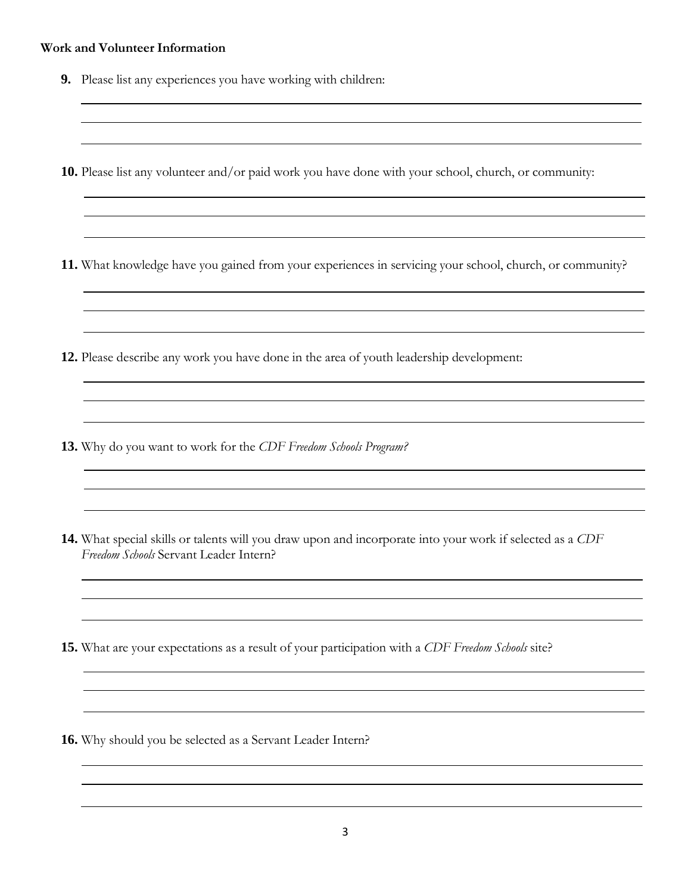**Work and Volunteer Information**

9. Please list any experiences you have working with children:

10. Please list any volunteer and/or paid work you have done with your school, church, or community:

11. What knowledge have you gained from your experiences in servicing your school, church, or community?

12. Please describe any work you have done in the area of youth leadership development:

13. Why do you want to work for the *CDF Freedom Schools Program?*

14. What special skills or talents will you draw upon and incorporate into your work if selected as a *CDF Freedom Schools* Servant Leader Intern?

15. What are your expectations as a result of your participation with a *CDF Freedom Schools* site?

16. Why should you be selected as a Servant Leader Intern?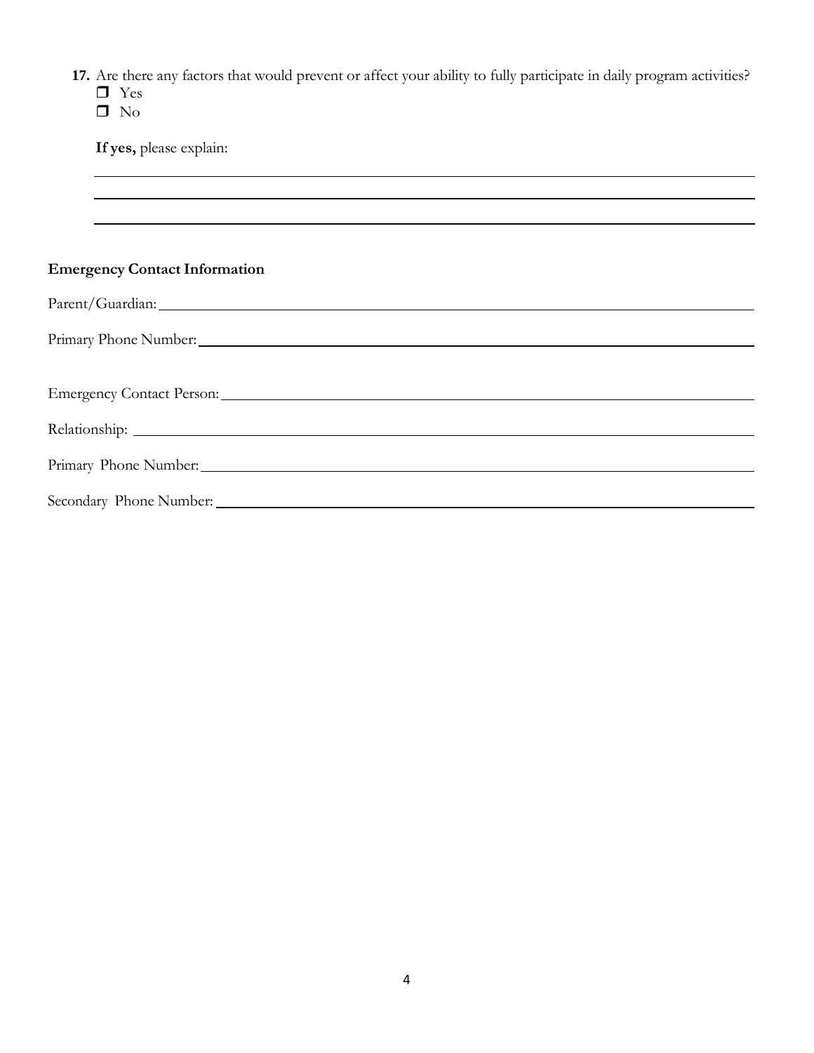**17.** Are there any factors that would prevent or affect your ability to fully participate in daily program activities?

- ❒ Yes
- ❒ No

**If yes,** please explain:

\_\_\_\_\_\_\_\_\_\_\_\_\_\_\_\_\_\_\_\_\_\_\_\_\_\_\_\_\_\_\_\_\_\_\_\_\_\_\_\_\_\_\_\_\_\_\_\_\_\_\_\_\_\_\_\_\_\_\_\_\_\_\_\_\_\_\_\_\_\_\_\_\_\_\_\_

\_\_\_\_\_\_\_\_\_\_\_\_\_\_\_\_\_\_\_\_\_\_\_\_\_\_\_\_\_\_\_\_\_\_\_\_\_\_\_\_\_\_\_\_\_\_\_\_\_\_\_\_\_\_\_\_\_\_\_\_\_\_\_\_\_\_\_\_\_\_\_\_\_\_\_\_

\_\_\_\_\_\_\_\_\_\_\_\_\_\_\_\_\_\_\_\_\_\_\_\_\_\_\_\_\_\_\_\_\_\_\_\_\_\_\_\_\_\_\_\_\_\_\_\_\_\_\_\_\_\_\_\_\_\_\_\_\_\_\_\_\_\_\_\_\_\_\_\_\_\_\_\_

**Emergency Contact Information**

Parent/Guardian: \_\_\_\_\_\_\_\_\_\_\_\_\_\_\_\_\_\_\_\_\_\_\_\_\_\_\_\_\_\_\_\_\_\_\_\_\_\_\_\_\_\_\_\_\_\_\_\_\_\_\_\_\_\_\_\_\_\_\_\_\_\_

Primary Phone Number: \_\_\_\_\_\_\_\_\_\_\_\_\_\_\_\_\_\_\_\_\_\_\_\_\_\_\_\_\_\_\_\_\_\_\_\_\_\_\_\_\_\_\_\_\_\_\_\_\_\_\_\_\_\_\_\_\_\_

Emergency Contact Person: \_\_\_\_\_\_\_\_\_\_\_\_\_\_\_\_\_\_\_\_\_\_\_\_\_\_\_\_\_\_\_\_\_\_\_\_\_\_\_\_\_\_\_\_\_\_\_\_\_\_\_\_\_\_

Relationship: \_\_\_\_\_\_\_\_\_\_\_\_\_\_\_\_\_\_\_\_\_\_\_\_\_\_\_\_\_\_\_\_\_\_\_\_\_\_\_\_\_\_\_\_\_\_\_\_\_\_\_\_\_\_\_\_\_\_\_\_\_\_\_\_\_

Primary Phone Number: \_\_\_\_\_\_\_\_\_\_\_\_\_\_\_\_\_\_\_\_\_\_\_\_\_\_\_\_\_\_\_\_\_\_\_\_\_\_\_\_\_\_\_\_\_\_\_\_\_\_\_\_\_\_\_\_\_\_

Secondary Phone Number: \_\_\_\_\_\_\_\_\_\_\_\_\_\_\_\_\_\_\_\_\_\_\_\_\_\_\_\_\_\_\_\_\_\_\_\_\_\_\_\_\_\_\_\_\_\_\_\_\_\_\_\_\_\_\_\_